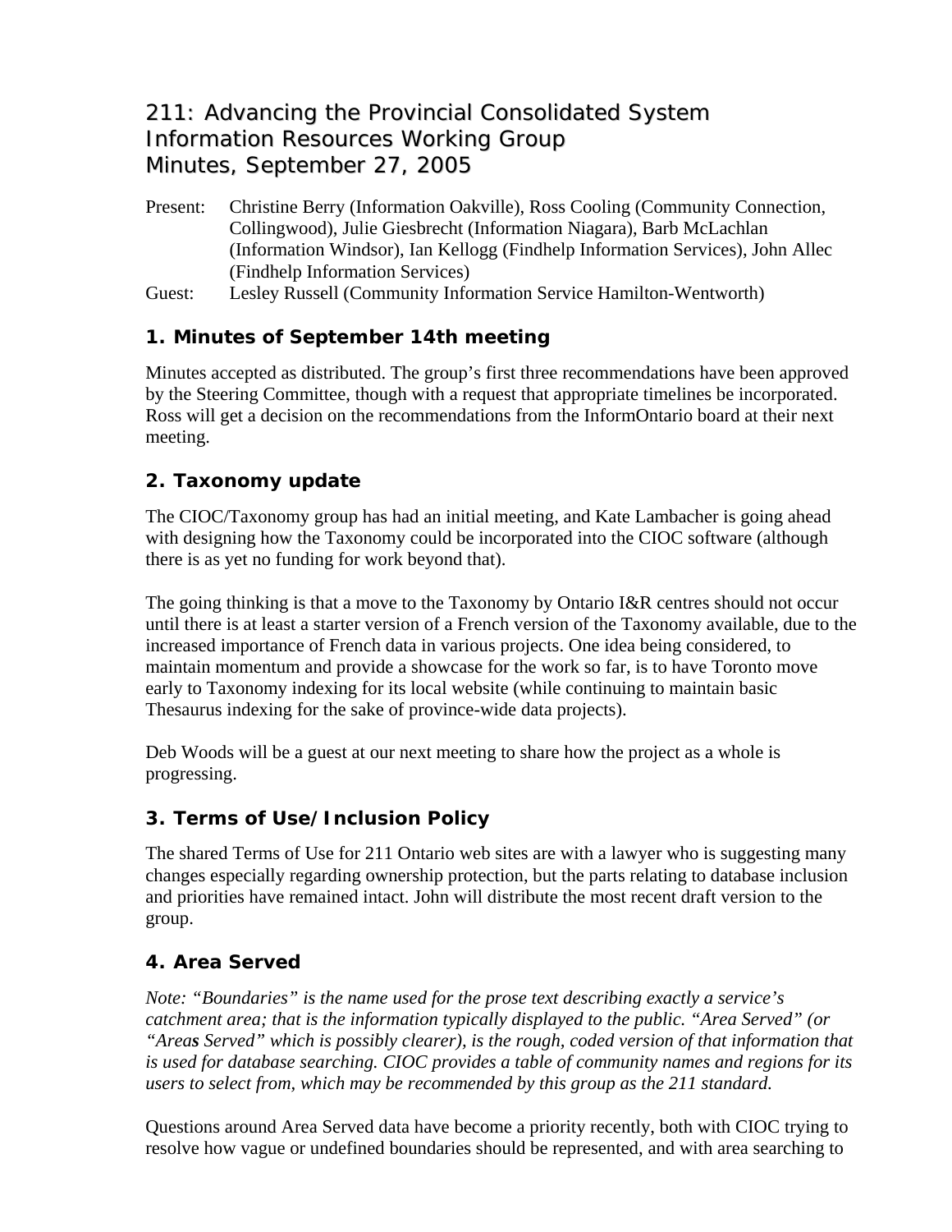# 211: Advancing the Provincial Consolidated System
# Information Resources Working Group
# Minutes, September 27, 2005

Present: Christine Berry (Information Oakville), Ross Cooling (Community Connection, Collingwood), Julie Giesbrecht (Information Niagara), Barb McLachlan (Information Windsor), Ian Kellogg (Findhelp Information Services), John Allec (Findhelp Information Services)

Guest: Lesley Russell (Community Information Service Hamilton-Wentworth)

## 1. Minutes of September 14th meeting

Minutes accepted as distributed. The group's first three recommendations have been approved by the Steering Committee, though with a request that appropriate timelines be incorporated. Ross will get a decision on the recommendations from the InformOntario board at their next meeting.

## 2. Taxonomy update

The CIOC/Taxonomy group has had an initial meeting, and Kate Lambacher is going ahead with designing how the Taxonomy could be incorporated into the CIOC software (although there is as yet no funding for work beyond that).

The going thinking is that a move to the Taxonomy by Ontario I&R centres should not occur until there is at least a starter version of a French version of the Taxonomy available, due to the increased importance of French data in various projects. One idea being considered, to maintain momentum and provide a showcase for the work so far, is to have Toronto move early to Taxonomy indexing for its local website (while continuing to maintain basic Thesaurus indexing for the sake of province-wide data projects).

Deb Woods will be a guest at our next meeting to share how the project as a whole is progressing.

## 3. Terms of Use/Inclusion Policy

The shared Terms of Use for 211 Ontario web sites are with a lawyer who is suggesting many changes especially regarding ownership protection, but the parts relating to database inclusion and priorities have remained intact. John will distribute the most recent draft version to the group.

## 4. Area Served

*Note: "Boundaries" is the name used for the prose text describing exactly a service's catchment area; that is the information typically displayed to the public. "Area Served" (or "Area**s** Served" which is possibly clearer), is the rough, coded version of that information that is used for database searching. CIOC provides a table of community names and regions for its users to select from, which may be recommended by this group as the 211 standard.*

Questions around Area Served data have become a priority recently, both with CIOC trying to resolve how vague or undefined boundaries should be represented, and with area searching to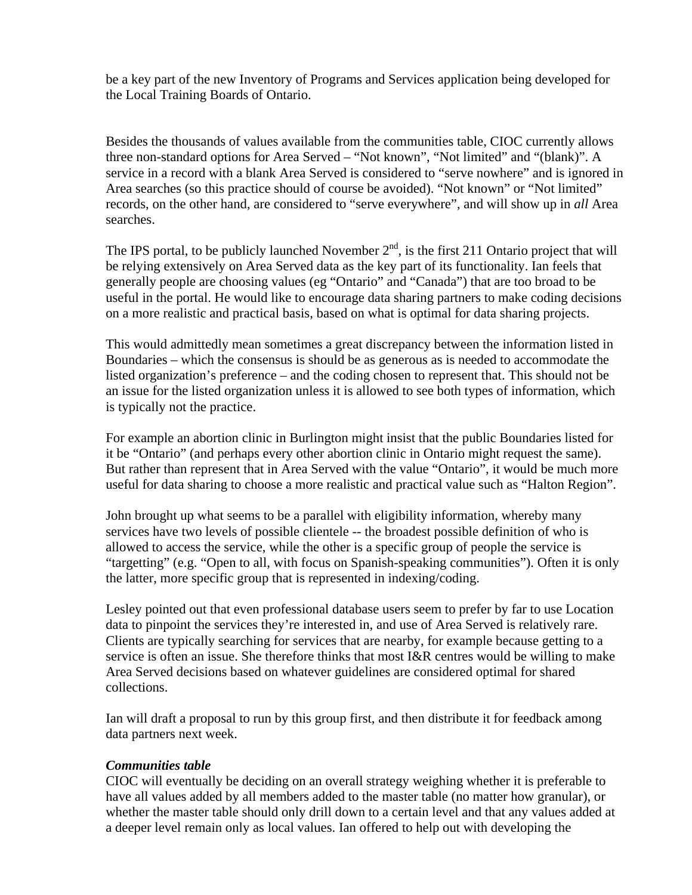be a key part of the new Inventory of Programs and Services application being developed for the Local Training Boards of Ontario.

Besides the thousands of values available from the communities table, CIOC currently allows three non-standard options for Area Served – “Not known”, “Not limited” and “(blank)”. A service in a record with a blank Area Served is considered to “serve nowhere” and is ignored in Area searches (so this practice should of course be avoided). “Not known” or “Not limited” records, on the other hand, are considered to “serve everywhere”, and will show up in *all* Area searches.

The IPS portal, to be publicly launched November 2nd, is the first 211 Ontario project that will be relying extensively on Area Served data as the key part of its functionality. Ian feels that generally people are choosing values (eg “Ontario” and “Canada”) that are too broad to be useful in the portal. He would like to encourage data sharing partners to make coding decisions on a more realistic and practical basis, based on what is optimal for data sharing projects.

This would admittedly mean sometimes a great discrepancy between the information listed in Boundaries – which the consensus is should be as generous as is needed to accommodate the listed organization’s preference – and the coding chosen to represent that. This should not be an issue for the listed organization unless it is allowed to see both types of information, which is typically not the practice.

For example an abortion clinic in Burlington might insist that the public Boundaries listed for it be “Ontario” (and perhaps every other abortion clinic in Ontario might request the same). But rather than represent that in Area Served with the value “Ontario”, it would be much more useful for data sharing to choose a more realistic and practical value such as “Halton Region”.

John brought up what seems to be a parallel with eligibility information, whereby many services have two levels of possible clientele -- the broadest possible definition of who is allowed to access the service, while the other is a specific group of people the service is “targetting” (e.g. “Open to all, with focus on Spanish-speaking communities”). Often it is only the latter, more specific group that is represented in indexing/coding.

Lesley pointed out that even professional database users seem to prefer by far to use Location data to pinpoint the services they’re interested in, and use of Area Served is relatively rare. Clients are typically searching for services that are nearby, for example because getting to a service is often an issue. She therefore thinks that most I&R centres would be willing to make Area Served decisions based on whatever guidelines are considered optimal for shared collections.

Ian will draft a proposal to run by this group first, and then distribute it for feedback among data partners next week.

***Communities table***

CIOC will eventually be deciding on an overall strategy weighing whether it is preferable to have all values added by all members added to the master table (no matter how granular), or whether the master table should only drill down to a certain level and that any values added at a deeper level remain only as local values. Ian offered to help out with developing the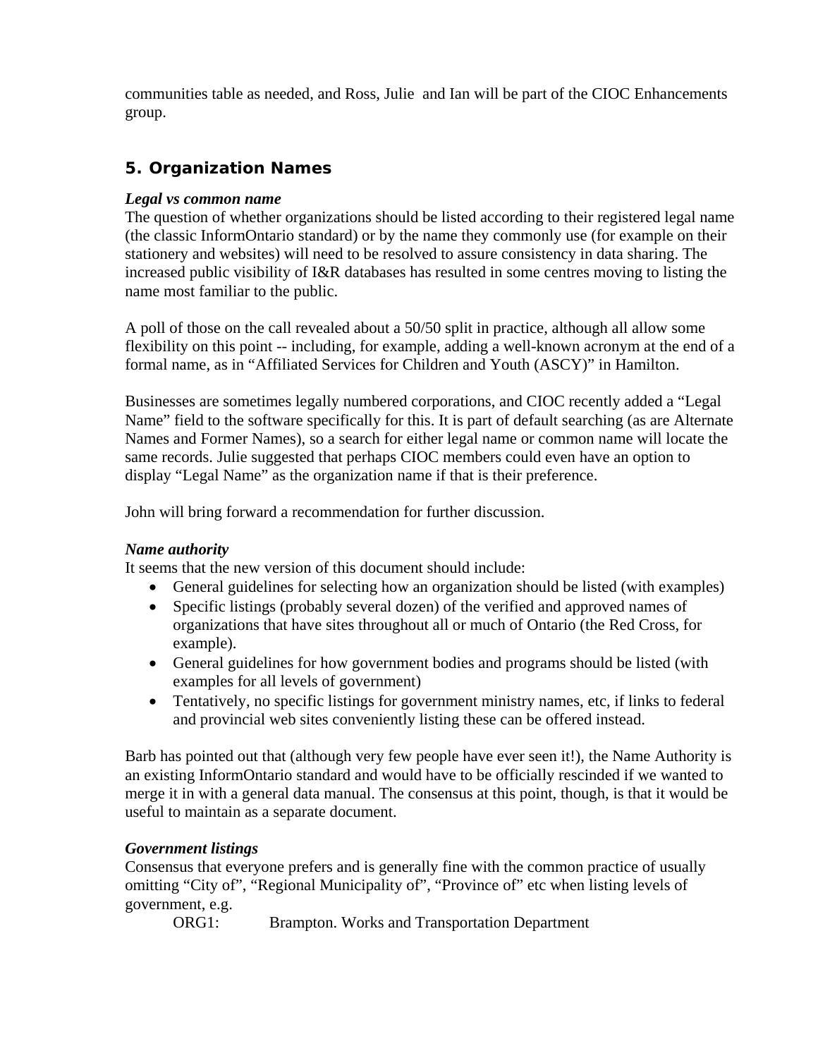communities table as needed, and Ross, Julie and Ian will be part of the CIOC Enhancements group.

## 5. Organization Names

***Legal vs common name***

The question of whether organizations should be listed according to their registered legal name (the classic InformOntario standard) or by the name they commonly use (for example on their stationery and websites) will need to be resolved to assure consistency in data sharing. The increased public visibility of I&R databases has resulted in some centres moving to listing the name most familiar to the public.

A poll of those on the call revealed about a 50/50 split in practice, although all allow some flexibility on this point -- including, for example, adding a well-known acronym at the end of a formal name, as in "Affiliated Services for Children and Youth (ASCY)" in Hamilton.

Businesses are sometimes legally numbered corporations, and CIOC recently added a "Legal Name" field to the software specifically for this. It is part of default searching (as are Alternate Names and Former Names), so a search for either legal name or common name will locate the same records. Julie suggested that perhaps CIOC members could even have an option to display "Legal Name" as the organization name if that is their preference.

John will bring forward a recommendation for further discussion.

***Name authority***

It seems that the new version of this document should include:

- General guidelines for selecting how an organization should be listed (with examples)
- Specific listings (probably several dozen) of the verified and approved names of organizations that have sites throughout all or much of Ontario (the Red Cross, for example).
- General guidelines for how government bodies and programs should be listed (with examples for all levels of government)
- Tentatively, no specific listings for government ministry names, etc, if links to federal and provincial web sites conveniently listing these can be offered instead.

Barb has pointed out that (although very few people have ever seen it!), the Name Authority is an existing InformOntario standard and would have to be officially rescinded if we wanted to merge it in with a general data manual. The consensus at this point, though, is that it would be useful to maintain as a separate document.

***Government listings***

Consensus that everyone prefers and is generally fine with the common practice of usually omitting "City of", "Regional Municipality of", "Province of" etc when listing levels of government, e.g.

ORG1: Brampton. Works and Transportation Department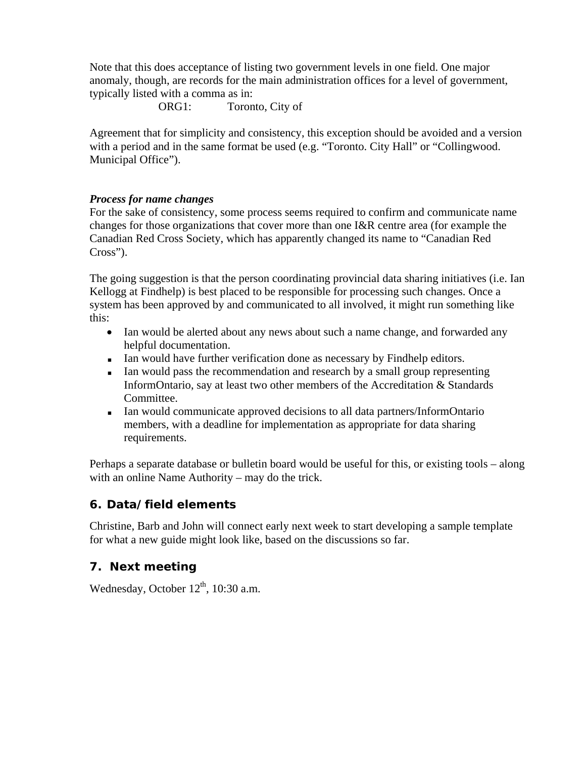Note that this does acceptance of listing two government levels in one field. One major anomaly, though, are records for the main administration offices for a level of government, typically listed with a comma as in:

ORG1: Toronto, City of

Agreement that for simplicity and consistency, this exception should be avoided and a version with a period and in the same format be used (e.g. "Toronto. City Hall" or "Collingwood. Municipal Office").

***Process for name changes***

For the sake of consistency, some process seems required to confirm and communicate name changes for those organizations that cover more than one I&R centre area (for example the Canadian Red Cross Society, which has apparently changed its name to "Canadian Red Cross").

The going suggestion is that the person coordinating provincial data sharing initiatives (i.e. Ian Kellogg at Findhelp) is best placed to be responsible for processing such changes. Once a system has been approved by and communicated to all involved, it might run something like this:

- Ian would be alerted about any news about such a name change, and forwarded any helpful documentation.
- Ian would have further verification done as necessary by Findhelp editors.
- Ian would pass the recommendation and research by a small group representing InformOntario, say at least two other members of the Accreditation & Standards Committee.
- Ian would communicate approved decisions to all data partners/InformOntario members, with a deadline for implementation as appropriate for data sharing requirements.

Perhaps a separate database or bulletin board would be useful for this, or existing tools – along with an online Name Authority – may do the trick.

## 6. Data/field elements

Christine, Barb and John will connect early next week to start developing a sample template for what a new guide might look like, based on the discussions so far.

## 7. Next meeting

Wednesday, October 12th, 10:30 a.m.